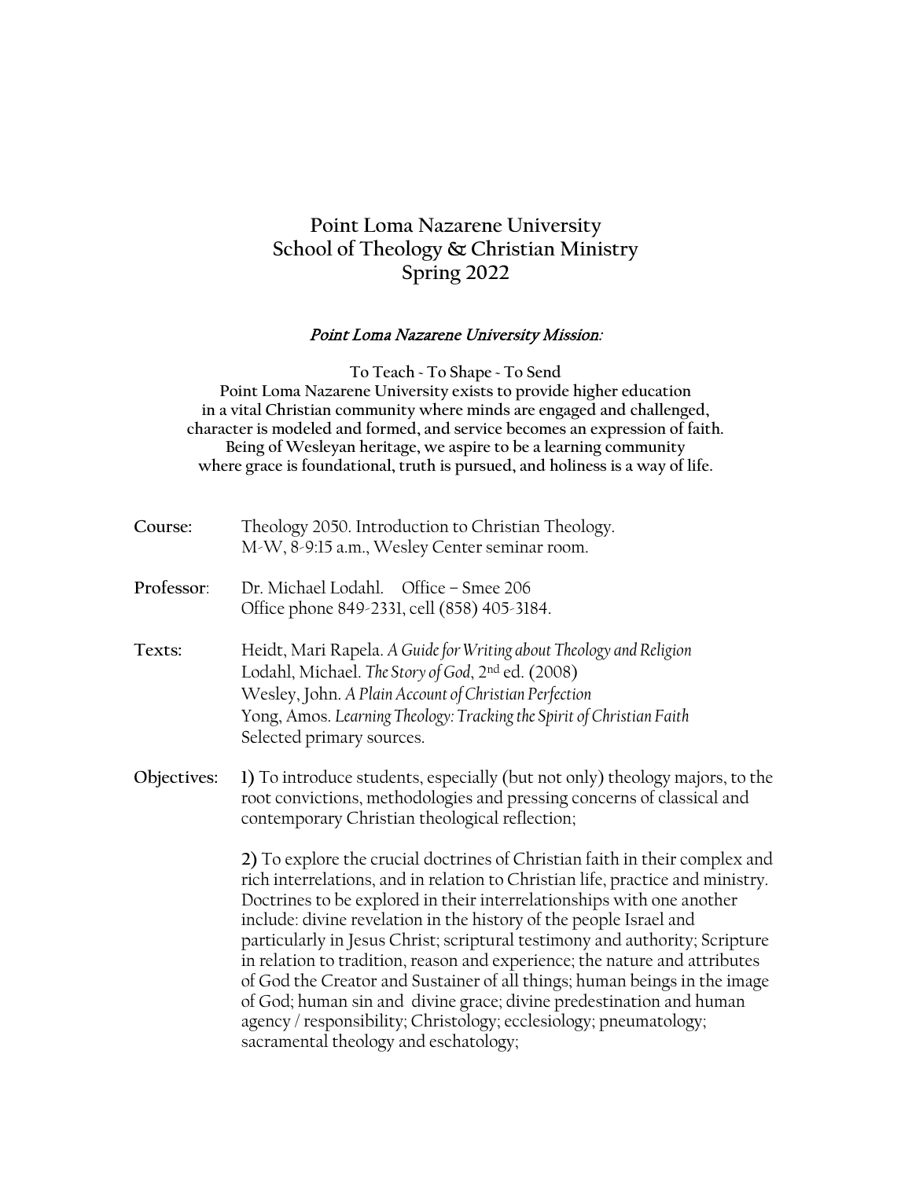# Point Loma Nazarene University
## School of Theology & Christian Ministry
## Spring 2022

***Point Loma Nazarene University Mission:***

**To Teach ~ To Shape ~ To Send**
**Point Loma Nazarene University exists to provide higher education in a vital Christian community where minds are engaged and challenged, character is modeled and formed, and service becomes an expression of faith. Being of Wesleyan heritage, we aspire to be a learning community where grace is foundational, truth is pursued, and holiness is a way of life.**

**Course:** Theology 2050. Introduction to Christian Theology.
M-W, 8-9:15 a.m., Wesley Center seminar room.

**Professor:** Dr. Michael Lodahl. Office – Smee 206
Office phone 849-2331, cell (858) 405-3184.

**Texts:**
Heidt, Mari Rapela. *A Guide for Writing about Theology and Religion*
Lodahl, Michael. *The Story of God*, 2nd ed. (2008)
Wesley, John. *A Plain Account of Christian Perfection*
Yong, Amos. *Learning Theology: Tracking the Spirit of Christian Faith*
Selected primary sources.

**Objectives:**

**1)** To introduce students, especially (but not only) theology majors, to the root convictions, methodologies and pressing concerns of classical and contemporary Christian theological reflection;

**2)** To explore the crucial doctrines of Christian faith in their complex and rich interrelations, and in relation to Christian life, practice and ministry. Doctrines to be explored in their interrelationships with one another include: divine revelation in the history of the people Israel and particularly in Jesus Christ; scriptural testimony and authority; Scripture in relation to tradition, reason and experience; the nature and attributes of God the Creator and Sustainer of all things; human beings in the image of God; human sin and divine grace; divine predestination and human agency / responsibility; Christology; ecclesiology; pneumatology; sacramental theology and eschatology;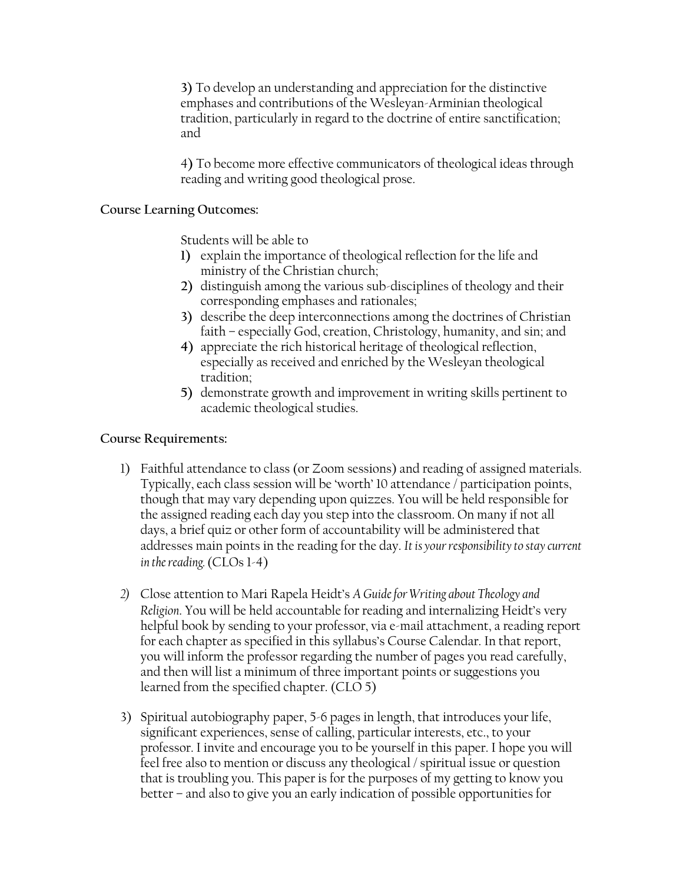**3)** To develop an understanding and appreciation for the distinctive emphases and contributions of the Wesleyan-Arminian theological tradition, particularly in regard to the doctrine of entire sanctification; and

**4)** To become more effective communicators of theological ideas through reading and writing good theological prose.

**Course Learning Outcomes:**

Students will be able to

1) explain the importance of theological reflection for the life and ministry of the Christian church;
2) distinguish among the various sub-disciplines of theology and their corresponding emphases and rationales;
3) describe the deep interconnections among the doctrines of Christian faith – especially God, creation, Christology, humanity, and sin; and
4) appreciate the rich historical heritage of theological reflection, especially as received and enriched by the Wesleyan theological tradition;
5) demonstrate growth and improvement in writing skills pertinent to academic theological studies.

**Course Requirements:**

1) Faithful attendance to class (or Zoom sessions) and reading of assigned materials. Typically, each class session will be 'worth' 10 attendance / participation points, though that may vary depending upon quizzes. You will be held responsible for the assigned reading each day you step into the classroom. On many if not all days, a brief quiz or other form of accountability will be administered that addresses main points in the reading for the day. *It is your responsibility to stay current in the reading.* (CLOs 1-4)

2) Close attention to Mari Rapela Heidt's *A Guide for Writing about Theology and Religion*. You will be held accountable for reading and internalizing Heidt's very helpful book by sending to your professor, via e-mail attachment, a reading report for each chapter as specified in this syllabus's Course Calendar. In that report, you will inform the professor regarding the number of pages you read carefully, and then will list a minimum of three important points or suggestions you learned from the specified chapter. (CLO 5)

3) Spiritual autobiography paper, 5-6 pages in length, that introduces your life, significant experiences, sense of calling, particular interests, etc., to your professor. I invite and encourage you to be yourself in this paper. I hope you will feel free also to mention or discuss any theological / spiritual issue or question that is troubling you. This paper is for the purposes of my getting to know you better – and also to give you an early indication of possible opportunities for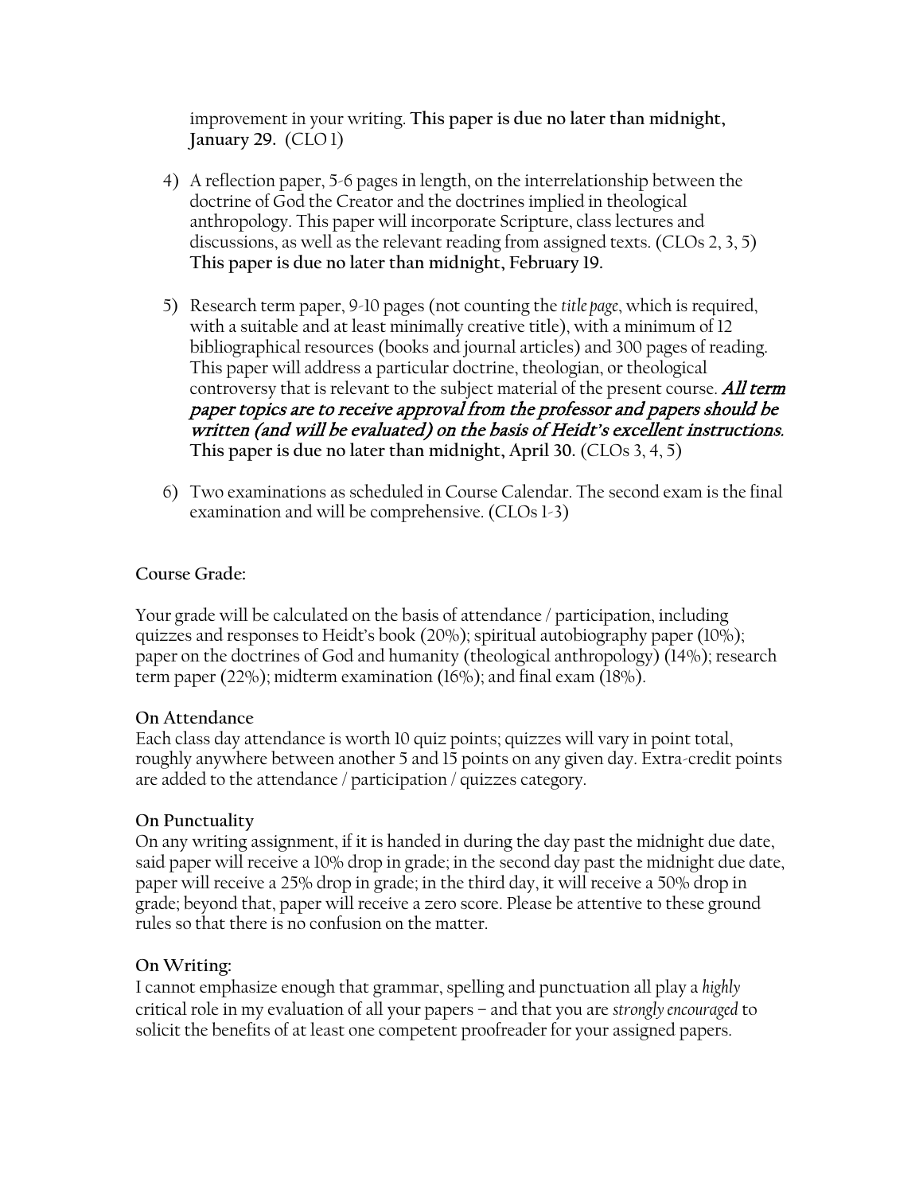improvement in your writing. **This paper is due no later than midnight, January 29.** (CLO 1)

4) A reflection paper, 5-6 pages in length, on the interrelationship between the doctrine of God the Creator and the doctrines implied in theological anthropology. This paper will incorporate Scripture, class lectures and discussions, as well as the relevant reading from assigned texts. (CLOs 2, 3, 5) **This paper is due no later than midnight, February 19.**

5) Research term paper, 9-10 pages (not counting the *title page*, which is required, with a suitable and at least minimally creative title), with a minimum of 12 bibliographical resources (books and journal articles) and 300 pages of reading. This paper will address a particular doctrine, theologian, or theological controversy that is relevant to the subject material of the present course. ***All term paper topics are to receive approval from the professor and papers should be written (and will be evaluated) on the basis of Heidt's excellent instructions.*** **This paper is due no later than midnight, April 30.** (CLOs 3, 4, 5)

6) Two examinations as scheduled in Course Calendar. The second exam is the final examination and will be comprehensive. (CLOs 1-3)

**Course Grade:**

Your grade will be calculated on the basis of attendance / participation, including quizzes and responses to Heidt's book (20%); spiritual autobiography paper (10%); paper on the doctrines of God and humanity (theological anthropology) (14%); research term paper (22%); midterm examination (16%); and final exam (18%).

**On Attendance**

Each class day attendance is worth 10 quiz points; quizzes will vary in point total, roughly anywhere between another 5 and 15 points on any given day. Extra-credit points are added to the attendance / participation / quizzes category.

**On Punctuality**

On any writing assignment, if it is handed in during the day past the midnight due date, said paper will receive a 10% drop in grade; in the second day past the midnight due date, paper will receive a 25% drop in grade; in the third day, it will receive a 50% drop in grade; beyond that, paper will receive a zero score. Please be attentive to these ground rules so that there is no confusion on the matter.

**On Writing:**

I cannot emphasize enough that grammar, spelling and punctuation all play a *highly* critical role in my evaluation of all your papers – and that you are *strongly encouraged* to solicit the benefits of at least one competent proofreader for your assigned papers.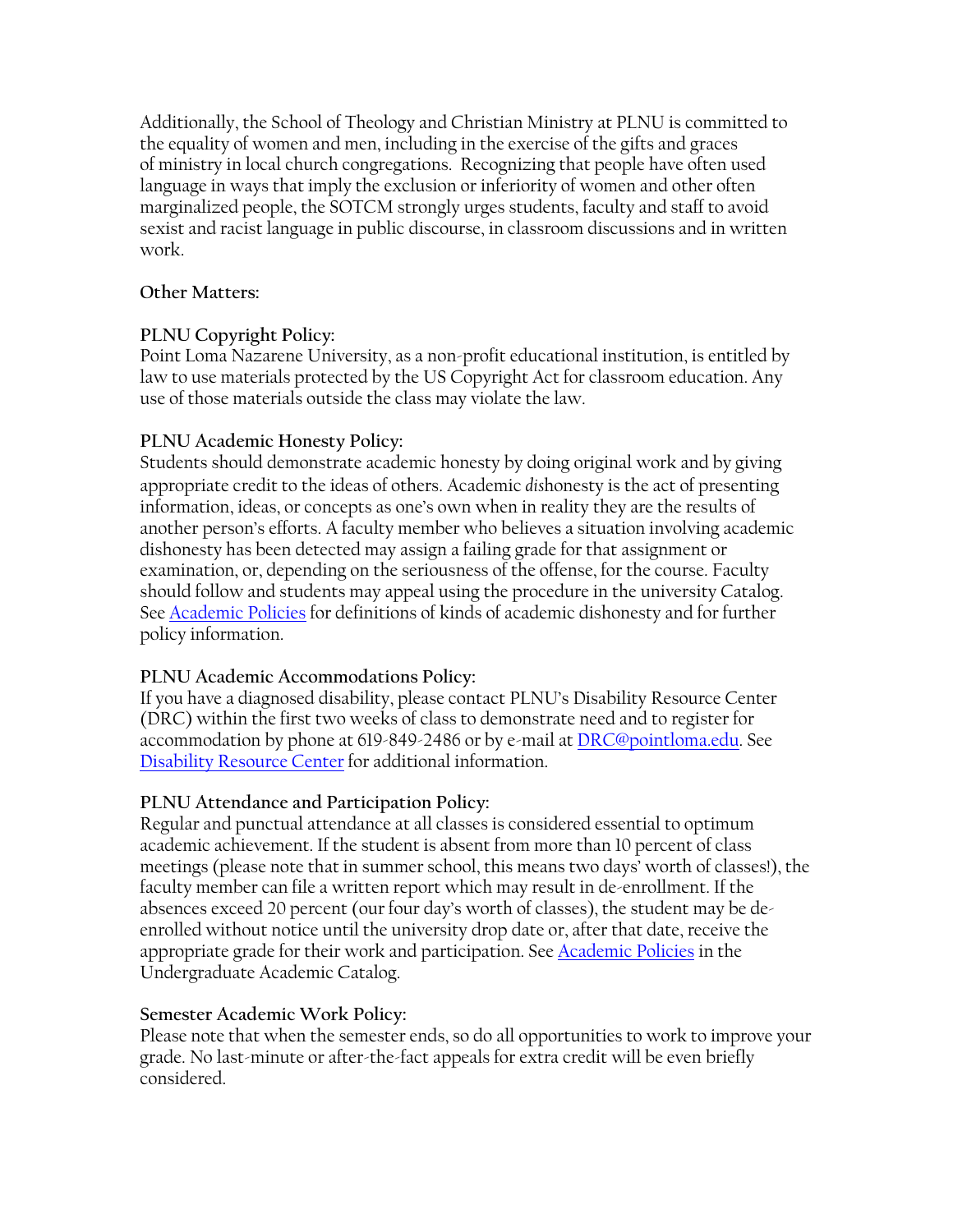Additionally, the School of Theology and Christian Ministry at PLNU is committed to the equality of women and men, including in the exercise of the gifts and graces of ministry in local church congregations. Recognizing that people have often used language in ways that imply the exclusion or inferiority of women and other often marginalized people, the SOTCM strongly urges students, faculty and staff to avoid sexist and racist language in public discourse, in classroom discussions and in written work.

**Other Matters:**

**PLNU Copyright Policy:**
Point Loma Nazarene University, as a non-profit educational institution, is entitled by law to use materials protected by the US Copyright Act for classroom education. Any use of those materials outside the class may violate the law.

**PLNU Academic Honesty Policy:**
Students should demonstrate academic honesty by doing original work and by giving appropriate credit to the ideas of others. Academic *dis*honesty is the act of presenting information, ideas, or concepts as one's own when in reality they are the results of another person's efforts. A faculty member who believes a situation involving academic dishonesty has been detected may assign a failing grade for that assignment or examination, or, depending on the seriousness of the offense, for the course. Faculty should follow and students may appeal using the procedure in the university Catalog. See [Academic Policies]() for definitions of kinds of academic dishonesty and for further policy information.

**PLNU Academic Accommodations Policy:**
If you have a diagnosed disability, please contact PLNU's Disability Resource Center (DRC) within the first two weeks of class to demonstrate need and to register for accommodation by phone at 619-849-2486 or by e-mail at [DRC@pointloma.edu](mailto:DRC@pointloma.edu). See [Disability Resource Center]() for additional information.

**PLNU Attendance and Participation Policy:**
Regular and punctual attendance at all classes is considered essential to optimum academic achievement. If the student is absent from more than 10 percent of class meetings (please note that in summer school, this means two days' worth of classes!), the faculty member can file a written report which may result in de-enrollment. If the absences exceed 20 percent (our four day's worth of classes), the student may be de-enrolled without notice until the university drop date or, after that date, receive the appropriate grade for their work and participation. See [Academic Policies]() in the Undergraduate Academic Catalog.

**Semester Academic Work Policy:**
Please note that when the semester ends, so do all opportunities to work to improve your grade. No last-minute or after-the-fact appeals for extra credit will be even briefly considered.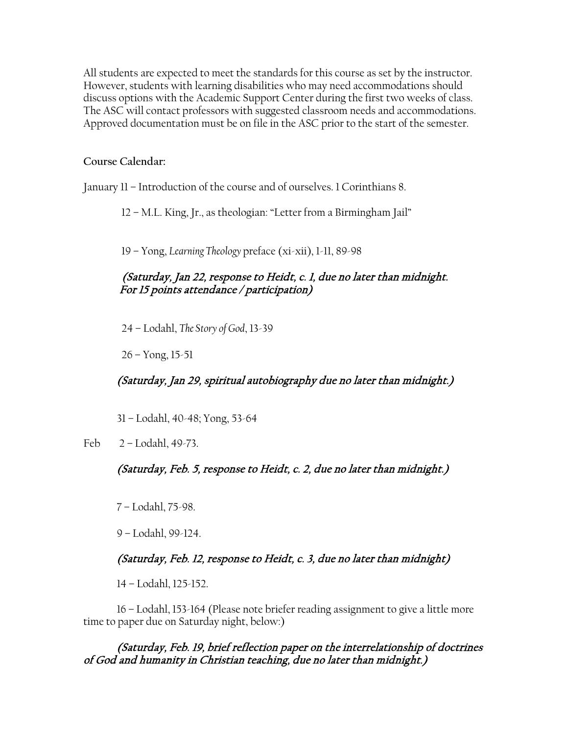All students are expected to meet the standards for this course as set by the instructor. However, students with learning disabilities who may need accommodations should discuss options with the Academic Support Center during the first two weeks of class. The ASC will contact professors with suggested classroom needs and accommodations. Approved documentation must be on file in the ASC prior to the start of the semester.

**Course Calendar:**

January 11 – Introduction of the course and of ourselves. 1 Corinthians 8.

12 – M.L. King, Jr., as theologian: "Letter from a Birmingham Jail"

19 – Yong, *Learning Theology* preface (xi-xii), 1-11, 89-98

*(Saturday, Jan 22, response to Heidt, c. 1, due no later than midnight. For 15 points attendance / participation)*

24 – Lodahl, *The Story of God*, 13-39

26 – Yong, 15-51

*(Saturday, Jan 29, spiritual autobiography due no later than midnight.)*

31 – Lodahl, 40-48; Yong, 53-64

Feb 2 – Lodahl, 49-73.

*(Saturday, Feb. 5, response to Heidt, c. 2, due no later than midnight.)*

7 – Lodahl, 75-98.

9 – Lodahl, 99-124.

*(Saturday, Feb. 12, response to Heidt, c. 3, due no later than midnight)*

14 – Lodahl, 125-152.

16 – Lodahl, 153-164 (Please note briefer reading assignment to give a little more time to paper due on Saturday night, below:)

*(Saturday, Feb. 19, brief reflection paper on the interrelationship of doctrines of God and humanity in Christian teaching, due no later than midnight.)*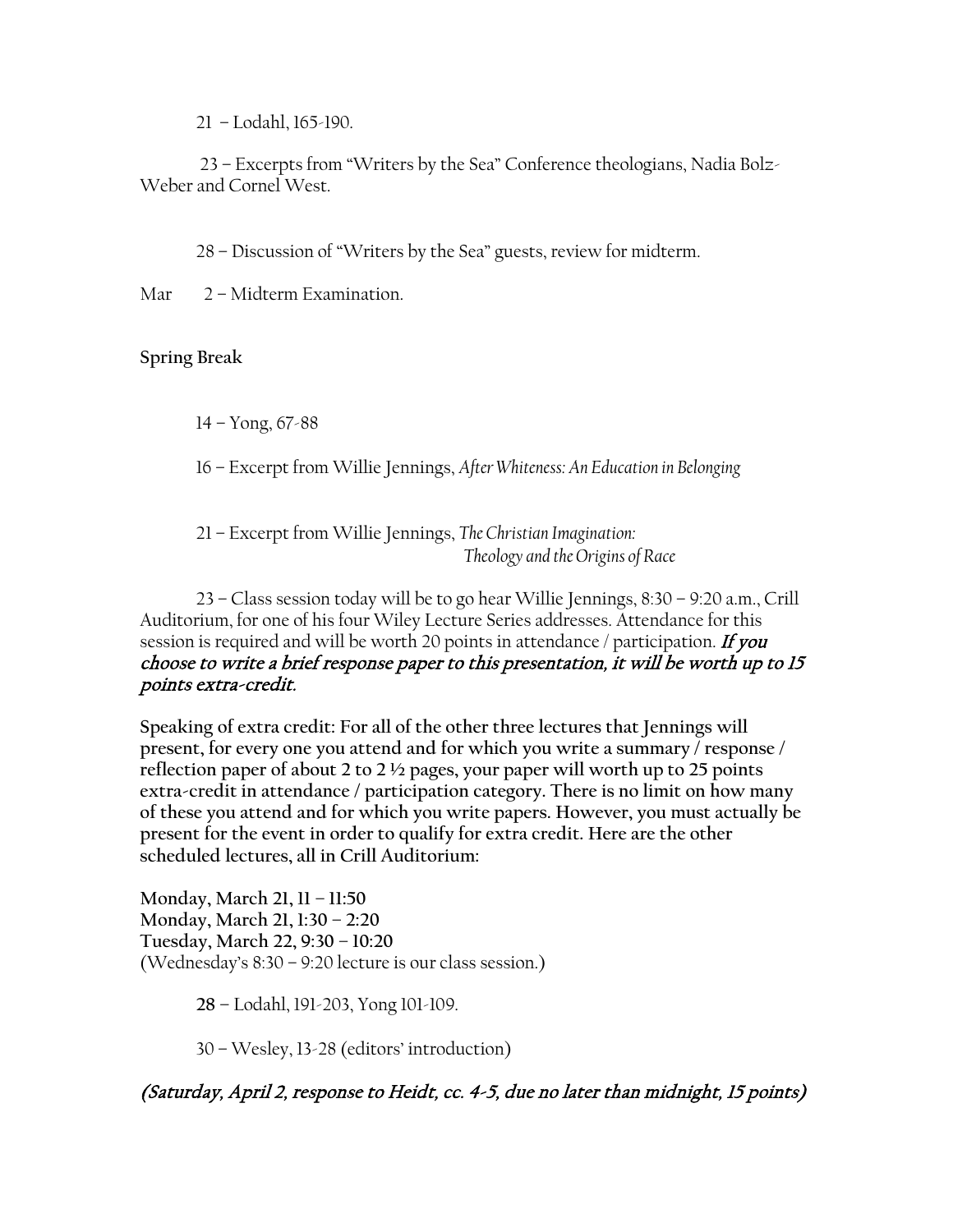21 – Lodahl, 165-190.

23 – Excerpts from "Writers by the Sea" Conference theologians, Nadia Bolz-Weber and Cornel West.

28 – Discussion of "Writers by the Sea" guests, review for midterm.

Mar 2 – Midterm Examination.

**Spring Break**

14 – Yong, 67-88

16 – Excerpt from Willie Jennings, *After Whiteness: An Education in Belonging*

21 – Excerpt from Willie Jennings, *The Christian Imagination: Theology and the Origins of Race*

23 – Class session today will be to go hear Willie Jennings, 8:30 – 9:20 a.m., Crill Auditorium, for one of his four Wiley Lecture Series addresses. Attendance for this session is required and will be worth 20 points in attendance / participation. ***If you choose to write a brief response paper to this presentation, it will be worth up to 15 points extra-credit.***

**Speaking of extra credit: For all of the other three lectures that Jennings will present, for every one you attend and for which you write a summary / response / reflection paper of about 2 to 2 ½ pages, your paper will worth up to 25 points extra-credit in attendance / participation category. There is no limit on how many of these you attend and for which you write papers. However, you must actually be present for the event in order to qualify for extra credit. Here are the other scheduled lectures, all in Crill Auditorium:**

**Monday, March 21, 11 – 11:50**
**Monday, March 21, 1:30 – 2:20**
**Tuesday, March 22, 9:30 – 10:20**
(Wednesday's 8:30 – 9:20 lecture is our class session.)

**28** – Lodahl, 191-203, Yong 101-109.

30 – Wesley, 13-28 (editors' introduction)

*(Saturday, April 2, response to Heidt, cc. 4-5, due no later than midnight, 15 points)*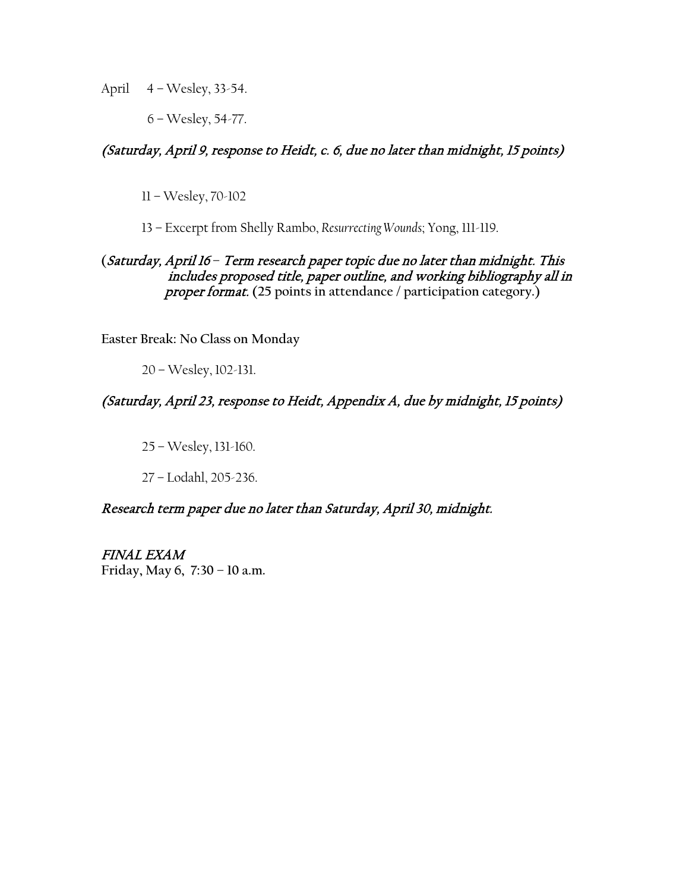April 4 – Wesley, 33-54.

6 – Wesley, 54-77.

*(Saturday, April 9, response to Heidt, c. 6, due no later than midnight, 15 points)*

11 – Wesley, 70-102

13 – Excerpt from Shelly Rambo, *Resurrecting Wounds*; Yong, 111-119.

(*Saturday, April 16 – Term research paper topic due no later than midnight. This includes proposed title, paper outline, and working bibliography all in proper format.* **(25 points in attendance / participation category.)**

**Easter Break: No Class on Monday**

20 – Wesley, 102-131.

*(Saturday, April 23, response to Heidt, Appendix A, due by midnight, 15 points)*

25 – Wesley, 131-160.

27 – Lodahl, 205-236.

*Research term paper due no later than Saturday, April 30, midnight.*

*FINAL EXAM*
**Friday, May 6, 7:30 – 10 a.m.**